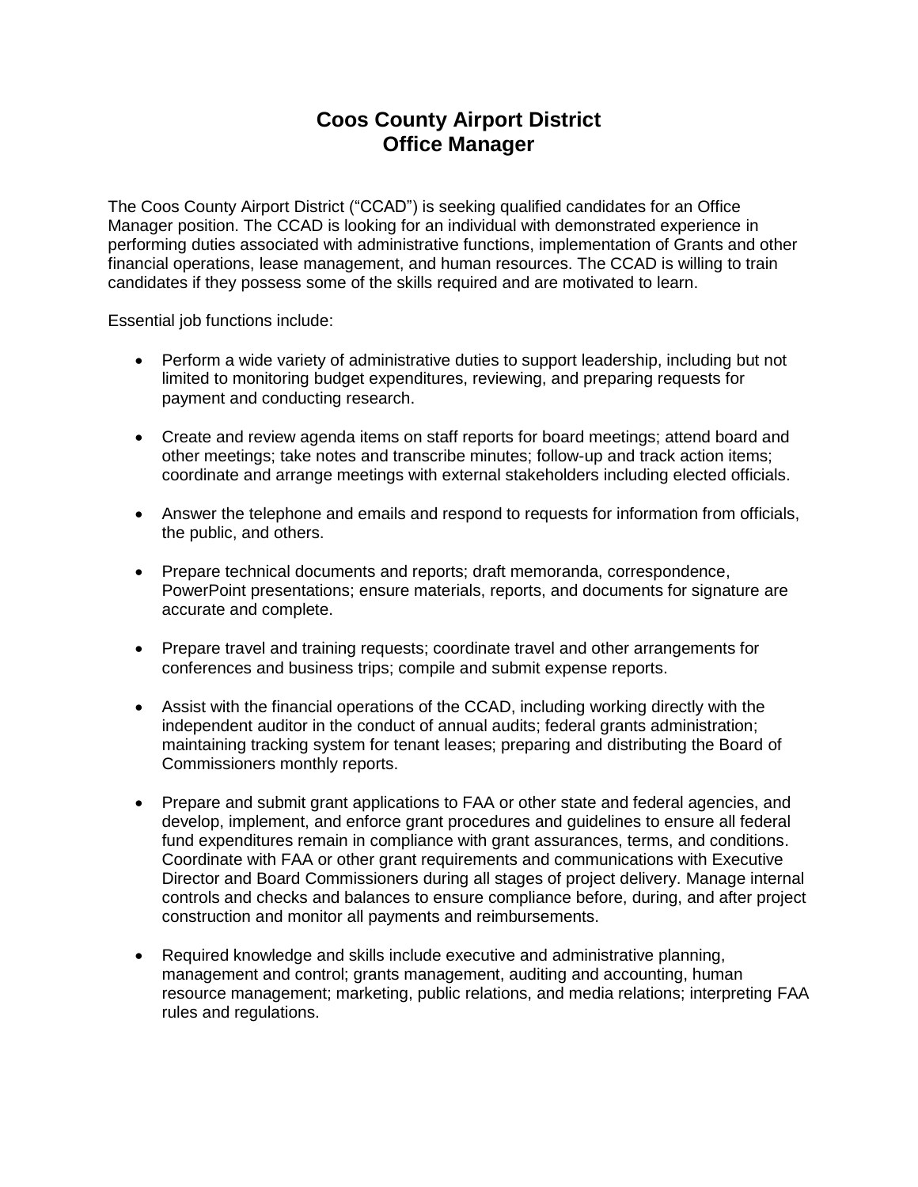# Coos County Airport District
# Office Manager

The Coos County Airport District ("CCAD") is seeking qualified candidates for an Office Manager position. The CCAD is looking for an individual with demonstrated experience in performing duties associated with administrative functions, implementation of Grants and other financial operations, lease management, and human resources. The CCAD is willing to train candidates if they possess some of the skills required and are motivated to learn.

Essential job functions include:

- Perform a wide variety of administrative duties to support leadership, including but not limited to monitoring budget expenditures, reviewing, and preparing requests for payment and conducting research.

- Create and review agenda items on staff reports for board meetings; attend board and other meetings; take notes and transcribe minutes; follow-up and track action items; coordinate and arrange meetings with external stakeholders including elected officials.

- Answer the telephone and emails and respond to requests for information from officials, the public, and others.

- Prepare technical documents and reports; draft memoranda, correspondence, PowerPoint presentations; ensure materials, reports, and documents for signature are accurate and complete.

- Prepare travel and training requests; coordinate travel and other arrangements for conferences and business trips; compile and submit expense reports.

- Assist with the financial operations of the CCAD, including working directly with the independent auditor in the conduct of annual audits; federal grants administration; maintaining tracking system for tenant leases; preparing and distributing the Board of Commissioners monthly reports.

- Prepare and submit grant applications to FAA or other state and federal agencies, and develop, implement, and enforce grant procedures and guidelines to ensure all federal fund expenditures remain in compliance with grant assurances, terms, and conditions. Coordinate with FAA or other grant requirements and communications with Executive Director and Board Commissioners during all stages of project delivery. Manage internal controls and checks and balances to ensure compliance before, during, and after project construction and monitor all payments and reimbursements.

- Required knowledge and skills include executive and administrative planning, management and control; grants management, auditing and accounting, human resource management; marketing, public relations, and media relations; interpreting FAA rules and regulations.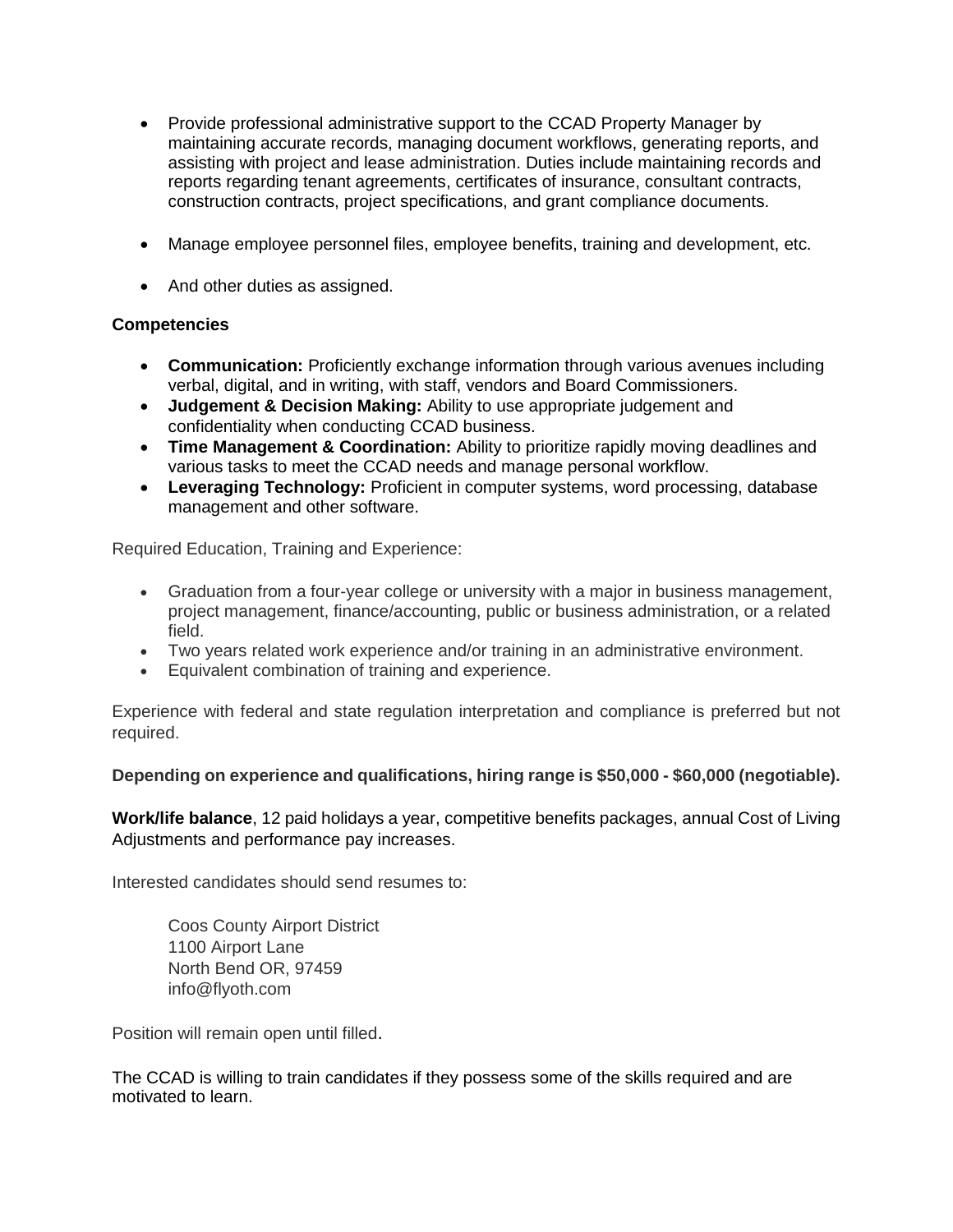- Provide professional administrative support to the CCAD Property Manager by maintaining accurate records, managing document workflows, generating reports, and assisting with project and lease administration. Duties include maintaining records and reports regarding tenant agreements, certificates of insurance, consultant contracts, construction contracts, project specifications, and grant compliance documents.

- Manage employee personnel files, employee benefits, training and development, etc.

- And other duties as assigned.

**Competencies**

- **Communication:** Proficiently exchange information through various avenues including verbal, digital, and in writing, with staff, vendors and Board Commissioners.
- **Judgement & Decision Making:** Ability to use appropriate judgement and confidentiality when conducting CCAD business.
- **Time Management & Coordination:** Ability to prioritize rapidly moving deadlines and various tasks to meet the CCAD needs and manage personal workflow.
- **Leveraging Technology:** Proficient in computer systems, word processing, database management and other software.

Required Education, Training and Experience:

- Graduation from a four-year college or university with a major in business management, project management, finance/accounting, public or business administration, or a related field.
- Two years related work experience and/or training in an administrative environment.
- Equivalent combination of training and experience.

Experience with federal and state regulation interpretation and compliance is preferred but not required.

**Depending on experience and qualifications, hiring range is $50,000 - $60,000 (negotiable).**

**Work/life balance**, 12 paid holidays a year, competitive benefits packages, annual Cost of Living Adjustments and performance pay increases.

Interested candidates should send resumes to:

Coos County Airport District
1100 Airport Lane
North Bend OR, 97459
info@flyoth.com

Position will remain open until filled.

The CCAD is willing to train candidates if they possess some of the skills required and are motivated to learn.